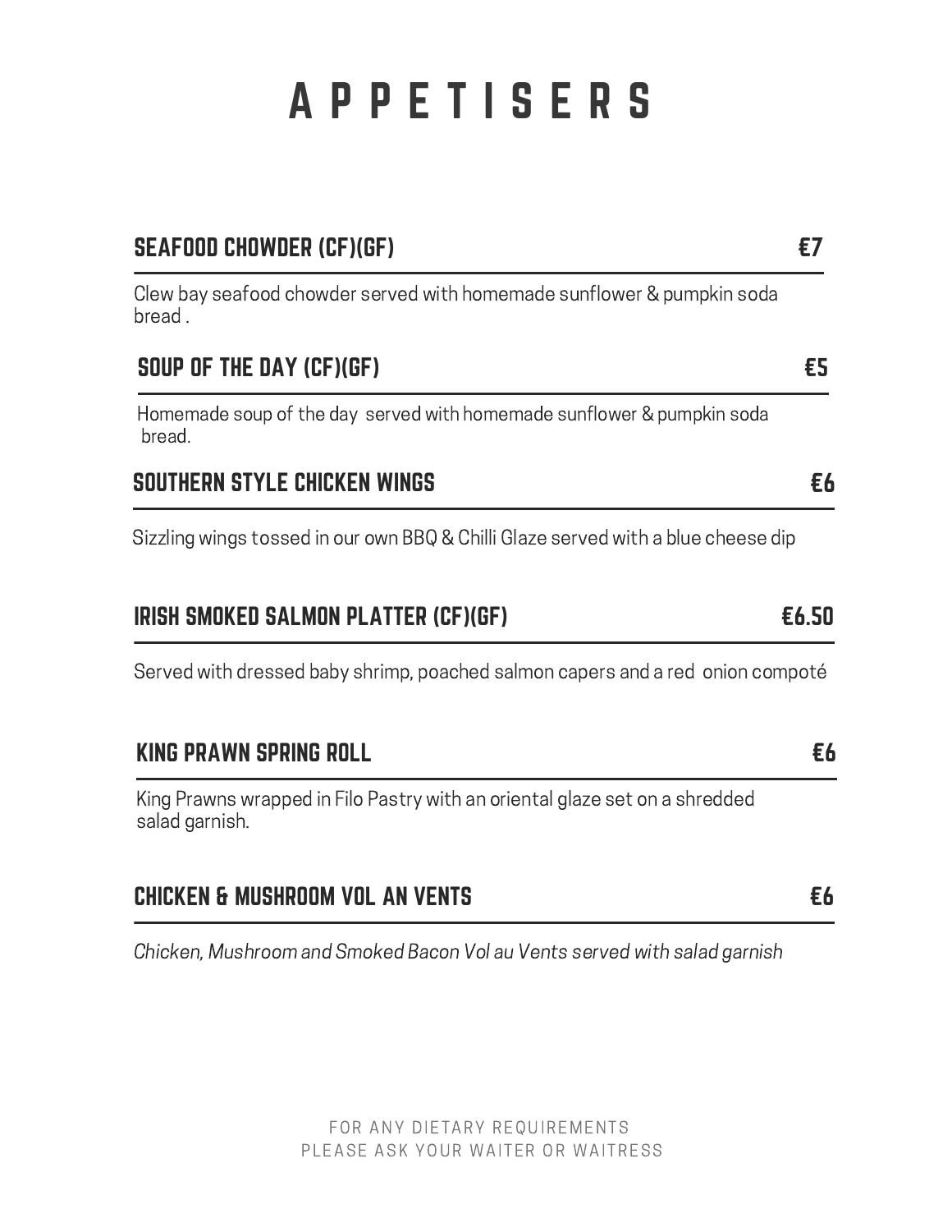# APPETISERS

## SEAFOOD CHOWDER (CF)(GF) €7

Clew bay seafood chowder served with homemade sunflower & pumpkin soda bread .

## SOUP OF THE DAY (CF)(GF) €5

Homemade soup of the day served with homemade sunflower & pumpkin soda bread.

## SOUTHERN STYLE CHICKEN WINGS €6

Sizzling wings tossed in our own BBQ & Chilli Glaze served with a blue cheese dip

## IRISH SMOKED SALMON PLATTER (CF)(GF) €6.50

Served with dressed baby shrimp, poached salmon capers and a red onion compoté

## KING PRAWN SPRING ROLL €6

King Prawns wrapped in Filo Pastry with an oriental glaze set on a shredded salad garnish.

## CHICKEN & MUSHROOM VOL AN VENTS €6

*Chicken, Mushroom and Smoked Bacon Vol au Vents served with salad garnish*

FOR ANY DIETARY REQUIREMENTS
PLEASE ASK YOUR WAITER OR WAITRESS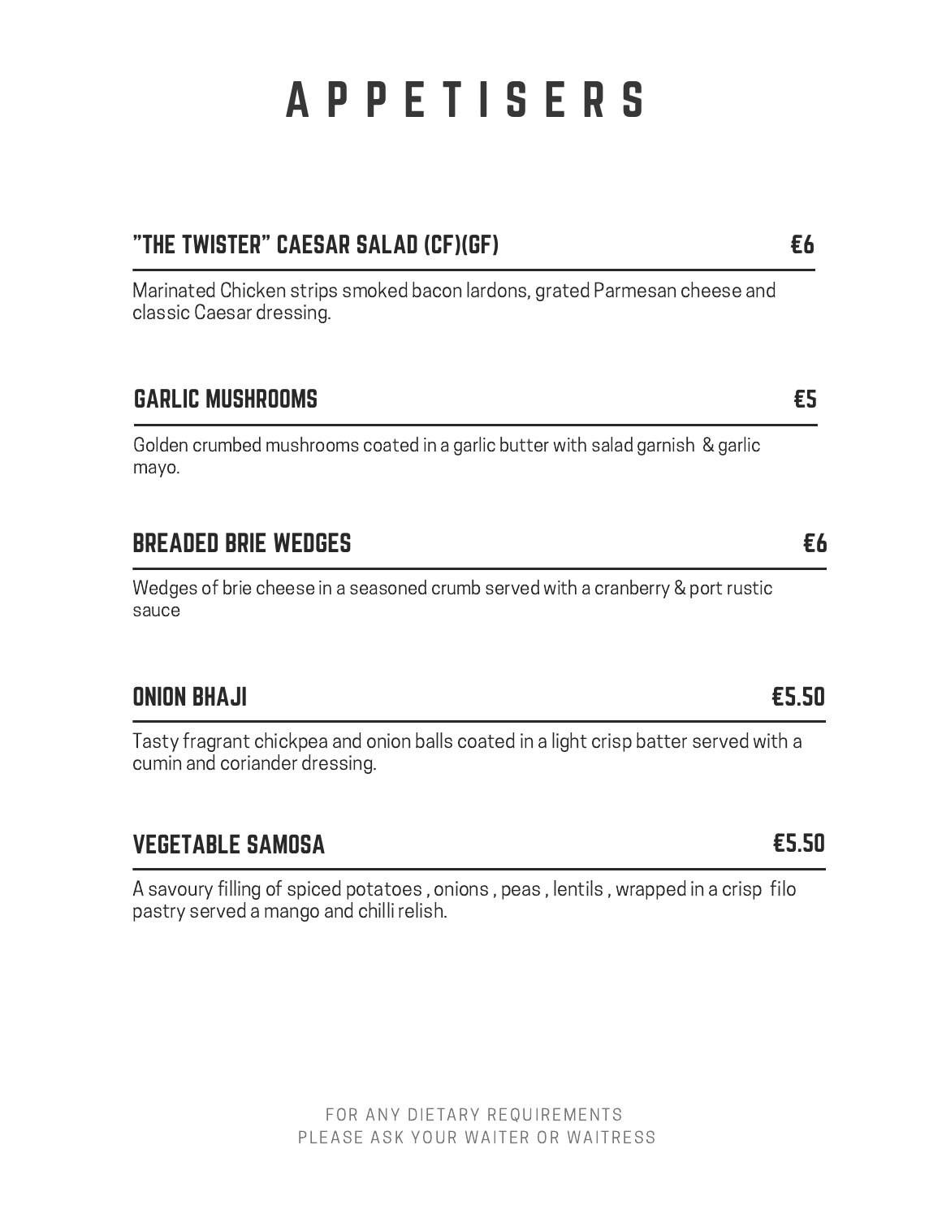# APPETISERS

## "THE TWISTER" CAESAR SALAD (CF)(GF) — €6

Marinated Chicken strips smoked bacon lardons, grated Parmesan cheese and classic Caesar dressing.

## GARLIC MUSHROOMS — €5

Golden crumbed mushrooms coated in a garlic butter with salad garnish & garlic mayo.

## BREADED BRIE WEDGES — €6

Wedges of brie cheese in a seasoned crumb served with a cranberry & port rustic sauce

## ONION BHAJI — €5.50

Tasty fragrant chickpea and onion balls coated in a light crisp batter served with a cumin and coriander dressing.

## VEGETABLE SAMOSA — €5.50

A savoury filling of spiced potatoes , onions , peas , lentils , wrapped in a crisp filo pastry served a mango and chilli relish.

FOR ANY DIETARY REQUIREMENTS
PLEASE ASK YOUR WAITER OR WAITRESS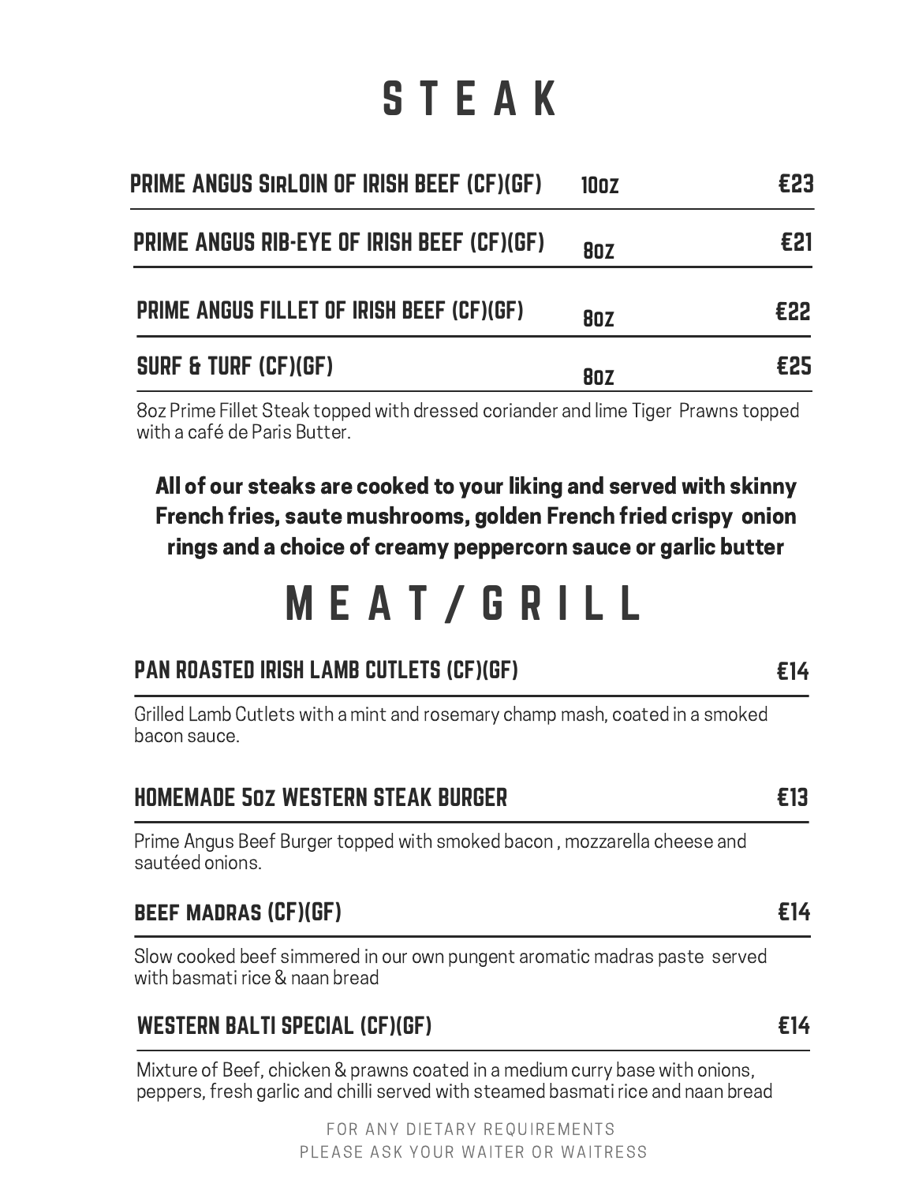# STEAK

| Item | Weight | Price |
| --- | --- | --- |
| PRIME ANGUS SIRLOIN OF IRISH BEEF (CF)(GF) | 10OZ | €23 |
| PRIME ANGUS RIB-EYE OF IRISH BEEF (CF)(GF) | 8OZ | €21 |
| PRIME ANGUS FILLET OF IRISH BEEF (CF)(GF) | 8OZ | €22 |
| SURF & TURF (CF)(GF) | 8OZ | €25 |

8oz Prime Fillet Steak topped with dressed coriander and lime Tiger Prawns topped with a café de Paris Butter.

**All of our steaks are cooked to your liking and served with skinny French fries, saute mushrooms, golden French fried crispy onion rings and a choice of creamy peppercorn sauce or garlic butter**

# MEAT/GRILL

## PAN ROASTED IRISH LAMB CUTLETS (CF)(GF) — €14

Grilled Lamb Cutlets with a mint and rosemary champ mash, coated in a smoked bacon sauce.

## HOMEMADE 5OZ WESTERN STEAK BURGER — €13

Prime Angus Beef Burger topped with smoked bacon , mozzarella cheese and sautéed onions.

## BEEF MADRAS (CF)(GF) — €14

Slow cooked beef simmered in our own pungent aromatic madras paste served with basmati rice & naan bread

## WESTERN BALTI SPECIAL (CF)(GF) — €14

Mixture of Beef, chicken & prawns coated in a medium curry base with onions, peppers, fresh garlic and chilli served with steamed basmati rice and naan bread

FOR ANY DIETARY REQUIREMENTS
PLEASE ASK YOUR WAITER OR WAITRESS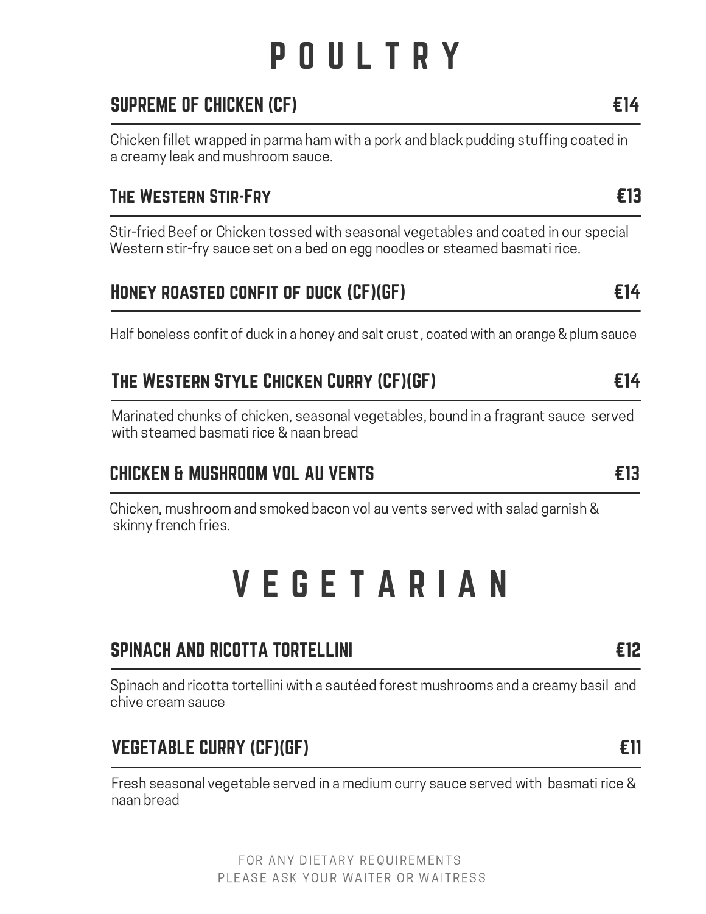# POULTRY

## SUPREME OF CHICKEN (CF) €14

Chicken fillet wrapped in parma ham with a pork and black pudding stuffing coated in a creamy leak and mushroom sauce.

## The Western Stir-Fry €13

Stir-fried Beef or Chicken tossed with seasonal vegetables and coated in our special Western stir-fry sauce set on a bed on egg noodles or steamed basmati rice.

## Honey roasted confit of duck (CF)(GF) €14

Half boneless confit of duck in a honey and salt crust , coated with an orange & plum sauce

## The Western Style Chicken Curry (CF)(GF) €14

Marinated chunks of chicken, seasonal vegetables, bound in a fragrant sauce served with steamed basmati rice & naan bread

## CHICKEN & MUSHROOM VOL AU VENTS €13

Chicken, mushroom and smoked bacon vol au vents served with salad garnish & skinny french fries.

# VEGETARIAN

## SPINACH AND RICOTTA TORTELLINI €12

Spinach and ricotta tortellini with a sautéed forest mushrooms and a creamy basil and chive cream sauce

## VEGETABLE CURRY (CF)(GF) €11

Fresh seasonal vegetable served in a medium curry sauce served with basmati rice & naan bread

FOR ANY DIETARY REQUIREMENTS
PLEASE ASK YOUR WAITER OR WAITRESS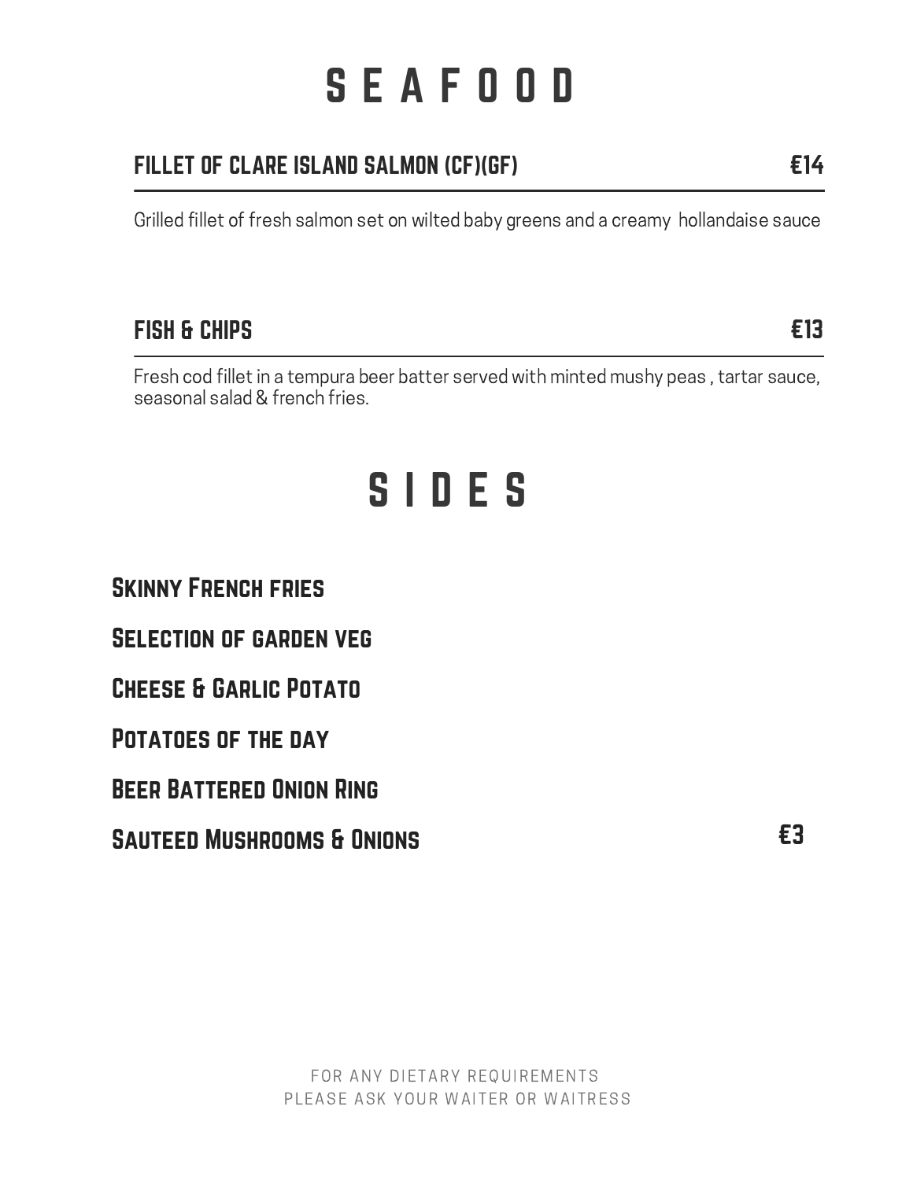# SEAFOOD

## FILLET OF CLARE ISLAND SALMON (CF)(GF) — €14

Grilled fillet of fresh salmon set on wilted baby greens and a creamy hollandaise sauce

## FISH & CHIPS — €13

Fresh cod fillet in a tempura beer batter served with minted mushy peas , tartar sauce, seasonal salad & french fries.

# SIDES

**Skinny French fries**

**Selection of garden veg**

**Cheese & Garlic Potato**

**Potatoes of the day**

**Beer Battered Onion Ring**

**Sauteed Mushrooms & Onions** — €3

FOR ANY DIETARY REQUIREMENTS
PLEASE ASK YOUR WAITER OR WAITRESS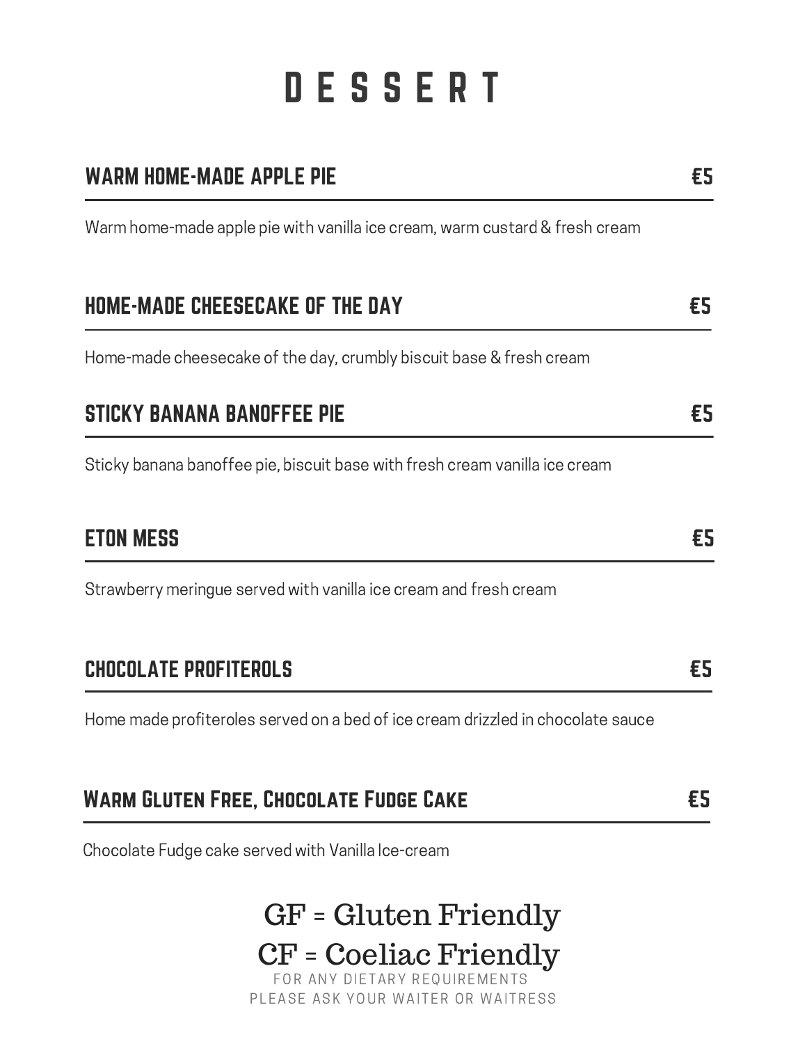# DESSERT

## WARM HOME-MADE APPLE PIE €5

Warm home-made apple pie with vanilla ice cream, warm custard & fresh cream

## HOME-MADE CHEESECAKE OF THE DAY €5

Home-made cheesecake of the day, crumbly biscuit base & fresh cream

## STICKY BANANA BANOFFEE PIE €5

Sticky banana banoffee pie, biscuit base with fresh cream vanilla ice cream

## ETON MESS €5

Strawberry meringue served with vanilla ice cream and fresh cream

## CHOCOLATE PROFITEROLS €5

Home made profiteroles served on a bed of ice cream drizzled in chocolate sauce

## Warm Gluten Free, Chocolate Fudge Cake €5

Chocolate Fudge cake served with Vanilla Ice-cream

GF = Gluten Friendly

CF = Coeliac Friendly

FOR ANY DIETARY REQUIREMENTS
PLEASE ASK YOUR WAITER OR WAITRESS